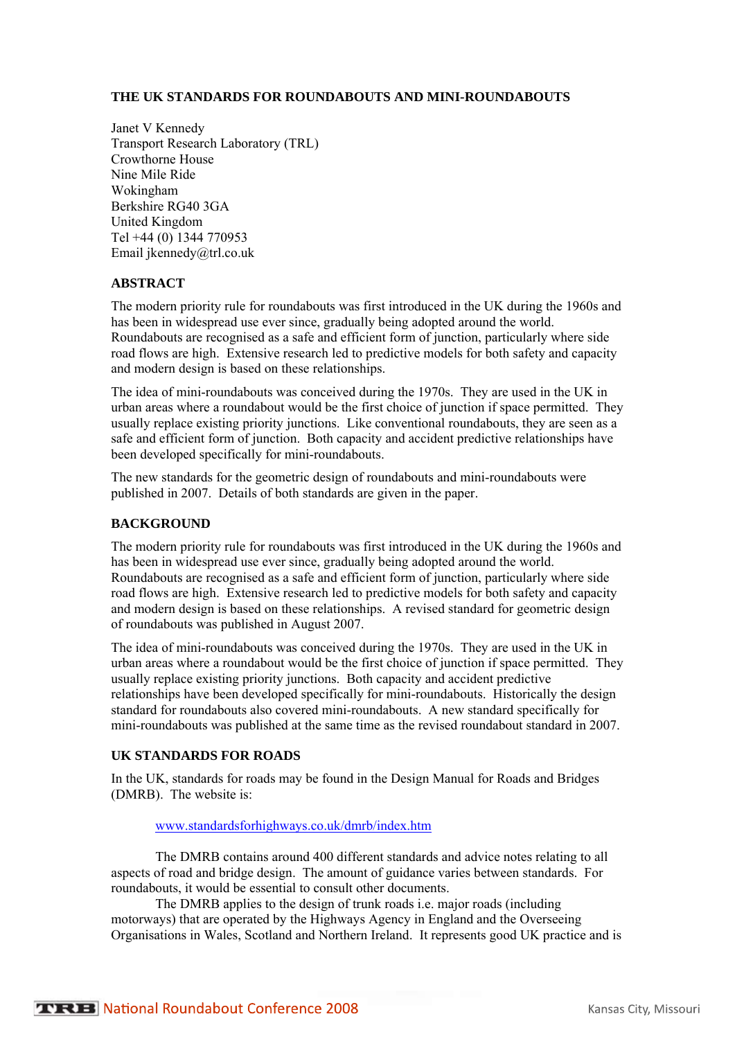# THE UK STANDARDS FOR ROUNDABOUTS AND MINI-ROUNDABOUTS

Janet V Kennedy
Transport Research Laboratory (TRL)
Crowthorne House
Nine Mile Ride
Wokingham
Berkshire RG40 3GA
United Kingdom
Tel +44 (0) 1344 770953
Email jkennedy@trl.co.uk

## ABSTRACT

The modern priority rule for roundabouts was first introduced in the UK during the 1960s and has been in widespread use ever since, gradually being adopted around the world. Roundabouts are recognised as a safe and efficient form of junction, particularly where side road flows are high. Extensive research led to predictive models for both safety and capacity and modern design is based on these relationships.

The idea of mini-roundabouts was conceived during the 1970s. They are used in the UK in urban areas where a roundabout would be the first choice of junction if space permitted. They usually replace existing priority junctions. Like conventional roundabouts, they are seen as a safe and efficient form of junction. Both capacity and accident predictive relationships have been developed specifically for mini-roundabouts.

The new standards for the geometric design of roundabouts and mini-roundabouts were published in 2007. Details of both standards are given in the paper.

## BACKGROUND

The modern priority rule for roundabouts was first introduced in the UK during the 1960s and has been in widespread use ever since, gradually being adopted around the world. Roundabouts are recognised as a safe and efficient form of junction, particularly where side road flows are high. Extensive research led to predictive models for both safety and capacity and modern design is based on these relationships. A revised standard for geometric design of roundabouts was published in August 2007.

The idea of mini-roundabouts was conceived during the 1970s. They are used in the UK in urban areas where a roundabout would be the first choice of junction if space permitted. They usually replace existing priority junctions. Both capacity and accident predictive relationships have been developed specifically for mini-roundabouts. Historically the design standard for roundabouts also covered mini-roundabouts. A new standard specifically for mini-roundabouts was published at the same time as the revised roundabout standard in 2007.

## UK STANDARDS FOR ROADS

In the UK, standards for roads may be found in the Design Manual for Roads and Bridges (DMRB). The website is:

www.standardsforhighways.co.uk/dmrb/index.htm

The DMRB contains around 400 different standards and advice notes relating to all aspects of road and bridge design. The amount of guidance varies between standards. For roundabouts, it would be essential to consult other documents.

The DMRB applies to the design of trunk roads i.e. major roads (including motorways) that are operated by the Highways Agency in England and the Overseeing Organisations in Wales, Scotland and Northern Ireland. It represents good UK practice and is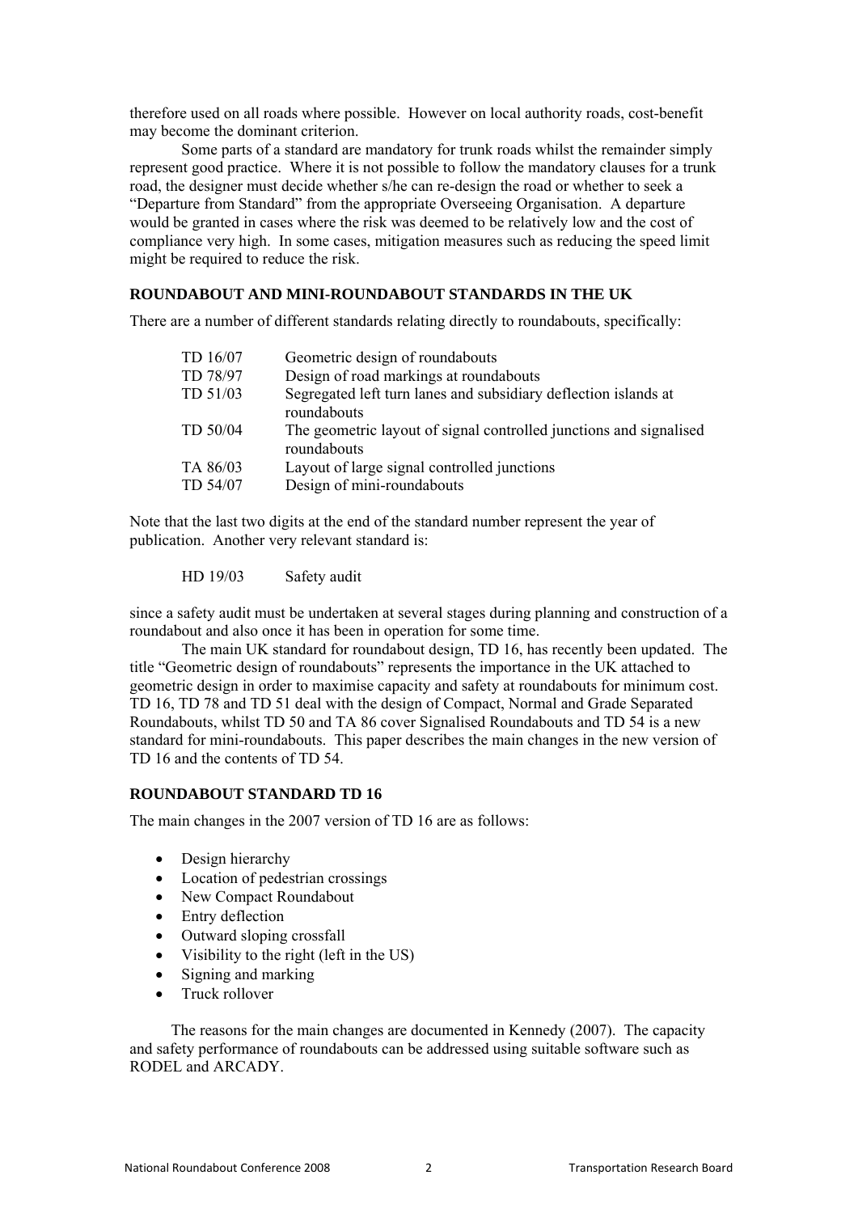therefore used on all roads where possible. However on local authority roads, cost-benefit may become the dominant criterion.

Some parts of a standard are mandatory for trunk roads whilst the remainder simply represent good practice. Where it is not possible to follow the mandatory clauses for a trunk road, the designer must decide whether s/he can re-design the road or whether to seek a "Departure from Standard" from the appropriate Overseeing Organisation. A departure would be granted in cases where the risk was deemed to be relatively low and the cost of compliance very high. In some cases, mitigation measures such as reducing the speed limit might be required to reduce the risk.

## ROUNDABOUT AND MINI-ROUNDABOUT STANDARDS IN THE UK

There are a number of different standards relating directly to roundabouts, specifically:

| | |
|---|---|
| TD 16/07 | Geometric design of roundabouts |
| TD 78/97 | Design of road markings at roundabouts |
| TD 51/03 | Segregated left turn lanes and subsidiary deflection islands at roundabouts |
| TD 50/04 | The geometric layout of signal controlled junctions and signalised roundabouts |
| TA 86/03 | Layout of large signal controlled junctions |
| TD 54/07 | Design of mini-roundabouts |

Note that the last two digits at the end of the standard number represent the year of publication. Another very relevant standard is:

HD 19/03 Safety audit

since a safety audit must be undertaken at several stages during planning and construction of a roundabout and also once it has been in operation for some time.

The main UK standard for roundabout design, TD 16, has recently been updated. The title "Geometric design of roundabouts" represents the importance in the UK attached to geometric design in order to maximise capacity and safety at roundabouts for minimum cost. TD 16, TD 78 and TD 51 deal with the design of Compact, Normal and Grade Separated Roundabouts, whilst TD 50 and TA 86 cover Signalised Roundabouts and TD 54 is a new standard for mini-roundabouts. This paper describes the main changes in the new version of TD 16 and the contents of TD 54.

## ROUNDABOUT STANDARD TD 16

The main changes in the 2007 version of TD 16 are as follows:

- Design hierarchy
- Location of pedestrian crossings
- New Compact Roundabout
- Entry deflection
- Outward sloping crossfall
- Visibility to the right (left in the US)
- Signing and marking
- Truck rollover

The reasons for the main changes are documented in Kennedy (2007). The capacity and safety performance of roundabouts can be addressed using suitable software such as RODEL and ARCADY.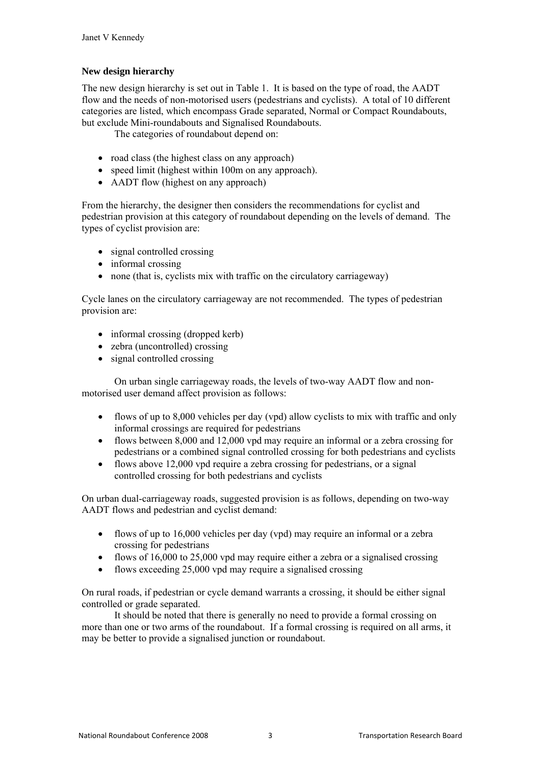### New design hierarchy

The new design hierarchy is set out in Table 1. It is based on the type of road, the AADT flow and the needs of non-motorised users (pedestrians and cyclists). A total of 10 different categories are listed, which encompass Grade separated, Normal or Compact Roundabouts, but exclude Mini-roundabouts and Signalised Roundabouts.

The categories of roundabout depend on:

- road class (the highest class on any approach)
- speed limit (highest within 100m on any approach).
- AADT flow (highest on any approach)

From the hierarchy, the designer then considers the recommendations for cyclist and pedestrian provision at this category of roundabout depending on the levels of demand. The types of cyclist provision are:

- signal controlled crossing
- informal crossing
- none (that is, cyclists mix with traffic on the circulatory carriageway)

Cycle lanes on the circulatory carriageway are not recommended. The types of pedestrian provision are:

- informal crossing (dropped kerb)
- zebra (uncontrolled) crossing
- signal controlled crossing

On urban single carriageway roads, the levels of two-way AADT flow and non-motorised user demand affect provision as follows:

- flows of up to 8,000 vehicles per day (vpd) allow cyclists to mix with traffic and only informal crossings are required for pedestrians
- flows between 8,000 and 12,000 vpd may require an informal or a zebra crossing for pedestrians or a combined signal controlled crossing for both pedestrians and cyclists
- flows above 12,000 vpd require a zebra crossing for pedestrians, or a signal controlled crossing for both pedestrians and cyclists

On urban dual-carriageway roads, suggested provision is as follows, depending on two-way AADT flows and pedestrian and cyclist demand:

- flows of up to 16,000 vehicles per day (vpd) may require an informal or a zebra crossing for pedestrians
- flows of 16,000 to 25,000 vpd may require either a zebra or a signalised crossing
- flows exceeding 25,000 vpd may require a signalised crossing

On rural roads, if pedestrian or cycle demand warrants a crossing, it should be either signal controlled or grade separated.

It should be noted that there is generally no need to provide a formal crossing on more than one or two arms of the roundabout. If a formal crossing is required on all arms, it may be better to provide a signalised junction or roundabout.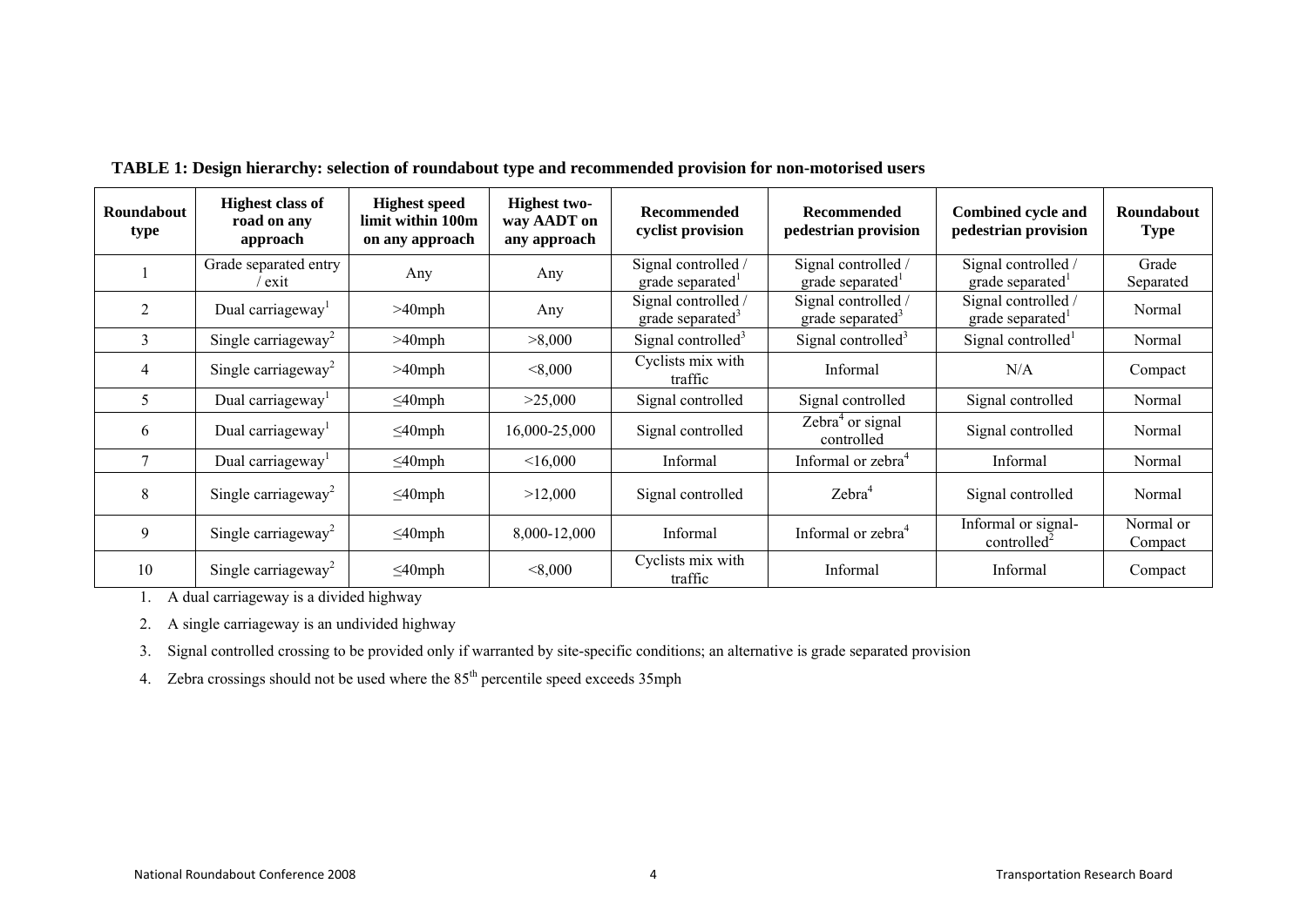**TABLE 1: Design hierarchy: selection of roundabout type and recommended provision for non-motorised users**

| Roundabout type | Highest class of road on any approach | Highest speed limit within 100m on any approach | Highest two-way AADT on any approach | Recommended cyclist provision | Recommended pedestrian provision | Combined cycle and pedestrian provision | Roundabout Type |
|---|---|---|---|---|---|---|---|
| 1 | Grade separated entry / exit | Any | Any | Signal controlled / grade separated[1] | Signal controlled / grade separated[1] | Signal controlled / grade separated[1] | Grade Separated |
| 2 | Dual carriageway[1] | >40mph | Any | Signal controlled / grade separated[3] | Signal controlled / grade separated[3] | Signal controlled / grade separated[1] | Normal |
| 3 | Single carriageway[2] | >40mph | >8,000 | Signal controlled[3] | Signal controlled[3] | Signal controlled[1] | Normal |
| 4 | Single carriageway[2] | >40mph | <8,000 | Cyclists mix with traffic | Informal | N/A | Compact |
| 5 | Dual carriageway[1] | ≤40mph | >25,000 | Signal controlled | Signal controlled | Signal controlled | Normal |
| 6 | Dual carriageway[1] | ≤40mph | 16,000-25,000 | Signal controlled | Zebra[4] or signal controlled | Signal controlled | Normal |
| 7 | Dual carriageway[1] | ≤40mph | <16,000 | Informal | Informal or zebra[4] | Informal | Normal |
| 8 | Single carriageway[2] | ≤40mph | >12,000 | Signal controlled | Zebra[4] | Signal controlled | Normal |
| 9 | Single carriageway[2] | ≤40mph | 8,000-12,000 | Informal | Informal or zebra[4] | Informal or signal-controlled[2] | Normal or Compact |
| 10 | Single carriageway[2] | ≤40mph | <8,000 | Cyclists mix with traffic | Informal | Informal | Compact |

1. A dual carriageway is a divided highway
2. A single carriageway is an undivided highway
3. Signal controlled crossing to be provided only if warranted by site-specific conditions; an alternative is grade separated provision
4. Zebra crossings should not be used where the 85th percentile speed exceeds 35mph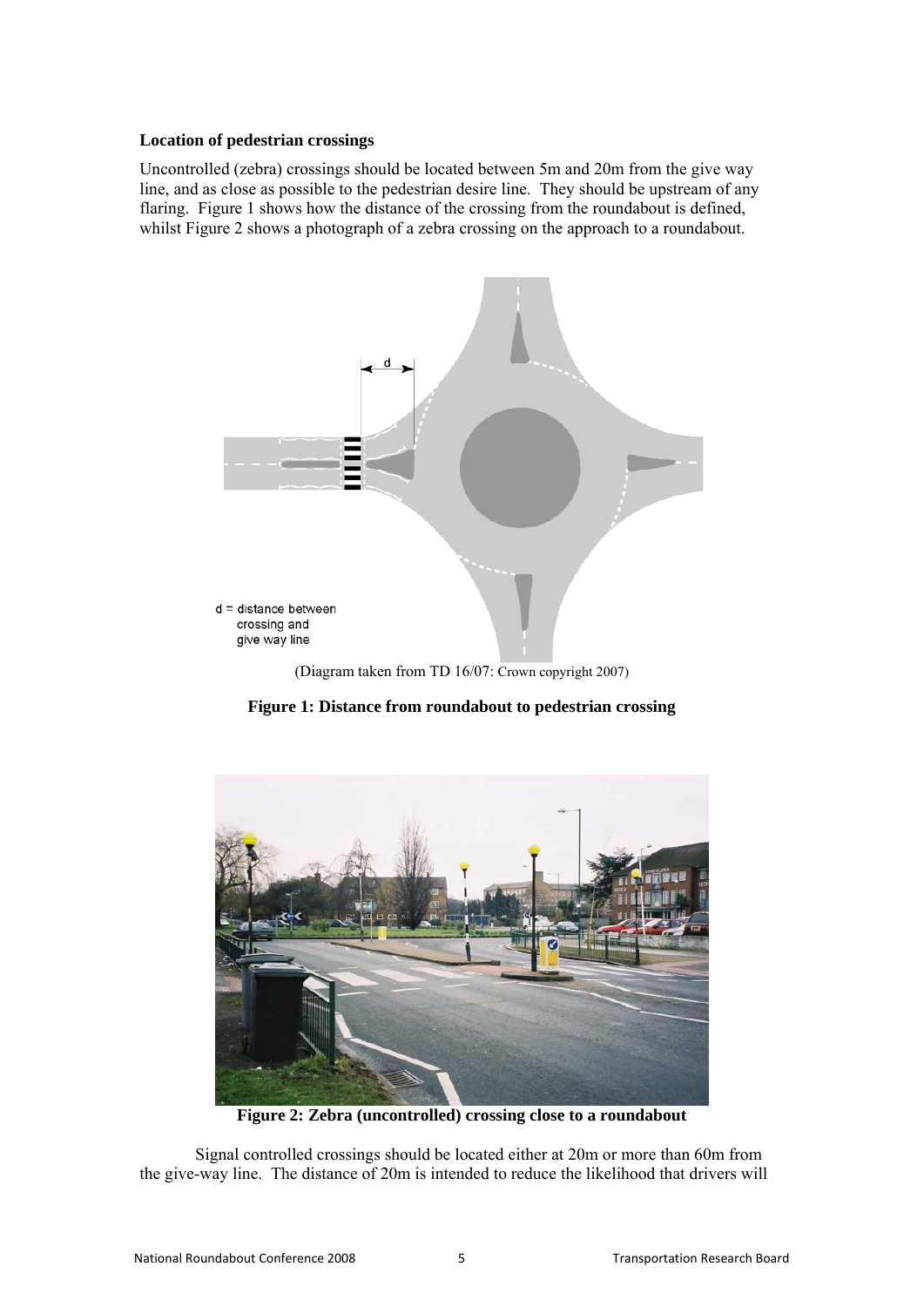**Location of pedestrian crossings**

Uncontrolled (zebra) crossings should be located between 5m and 20m from the give way line, and as close as possible to the pedestrian desire line. They should be upstream of any flaring. Figure 1 shows how the distance of the crossing from the roundabout is defined, whilst Figure 2 shows a photograph of a zebra crossing on the approach to a roundabout.

d = distance between crossing and give way line

(Diagram taken from TD 16/07: Crown copyright 2007)

**Figure 1: Distance from roundabout to pedestrian crossing**

**Figure 2: Zebra (uncontrolled) crossing close to a roundabout**

Signal controlled crossings should be located either at 20m or more than 60m from the give-way line. The distance of 20m is intended to reduce the likelihood that drivers will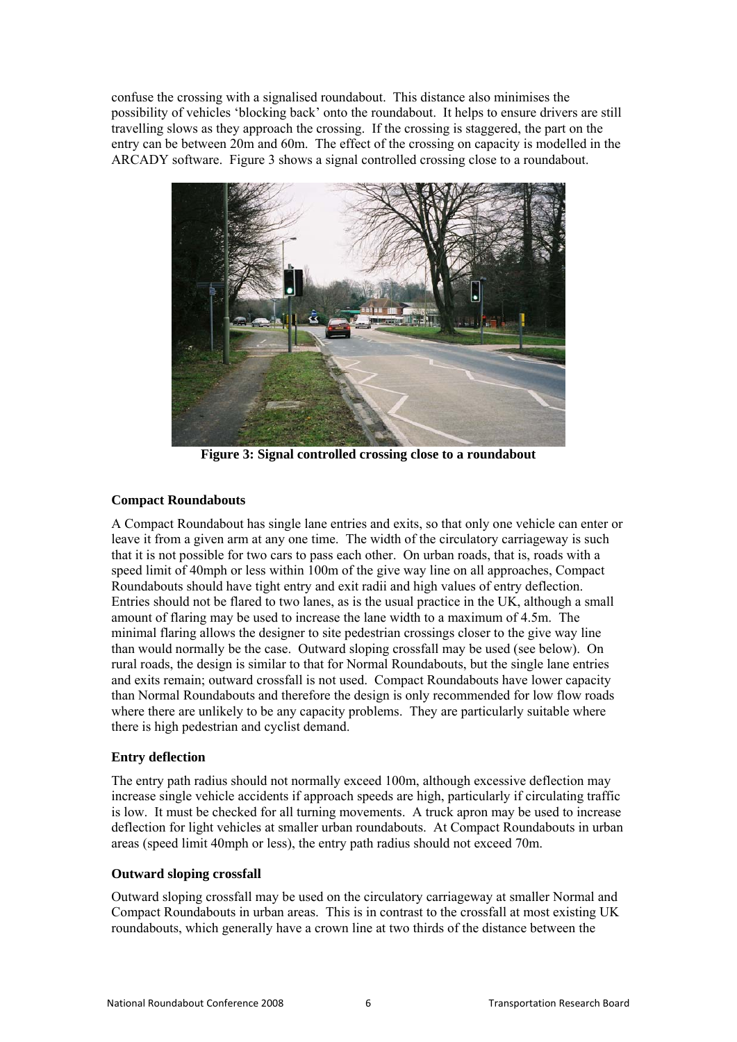confuse the crossing with a signalised roundabout. This distance also minimises the possibility of vehicles 'blocking back' onto the roundabout. It helps to ensure drivers are still travelling slows as they approach the crossing. If the crossing is staggered, the part on the entry can be between 20m and 60m. The effect of the crossing on capacity is modelled in the ARCADY software. Figure 3 shows a signal controlled crossing close to a roundabout.

**Figure 3: Signal controlled crossing close to a roundabout**

### Compact Roundabouts

A Compact Roundabout has single lane entries and exits, so that only one vehicle can enter or leave it from a given arm at any one time. The width of the circulatory carriageway is such that it is not possible for two cars to pass each other. On urban roads, that is, roads with a speed limit of 40mph or less within 100m of the give way line on all approaches, Compact Roundabouts should have tight entry and exit radii and high values of entry deflection. Entries should not be flared to two lanes, as is the usual practice in the UK, although a small amount of flaring may be used to increase the lane width to a maximum of 4.5m. The minimal flaring allows the designer to site pedestrian crossings closer to the give way line than would normally be the case. Outward sloping crossfall may be used (see below). On rural roads, the design is similar to that for Normal Roundabouts, but the single lane entries and exits remain; outward crossfall is not used. Compact Roundabouts have lower capacity than Normal Roundabouts and therefore the design is only recommended for low flow roads where there are unlikely to be any capacity problems. They are particularly suitable where there is high pedestrian and cyclist demand.

### Entry deflection

The entry path radius should not normally exceed 100m, although excessive deflection may increase single vehicle accidents if approach speeds are high, particularly if circulating traffic is low. It must be checked for all turning movements. A truck apron may be used to increase deflection for light vehicles at smaller urban roundabouts. At Compact Roundabouts in urban areas (speed limit 40mph or less), the entry path radius should not exceed 70m.

### Outward sloping crossfall

Outward sloping crossfall may be used on the circulatory carriageway at smaller Normal and Compact Roundabouts in urban areas. This is in contrast to the crossfall at most existing UK roundabouts, which generally have a crown line at two thirds of the distance between the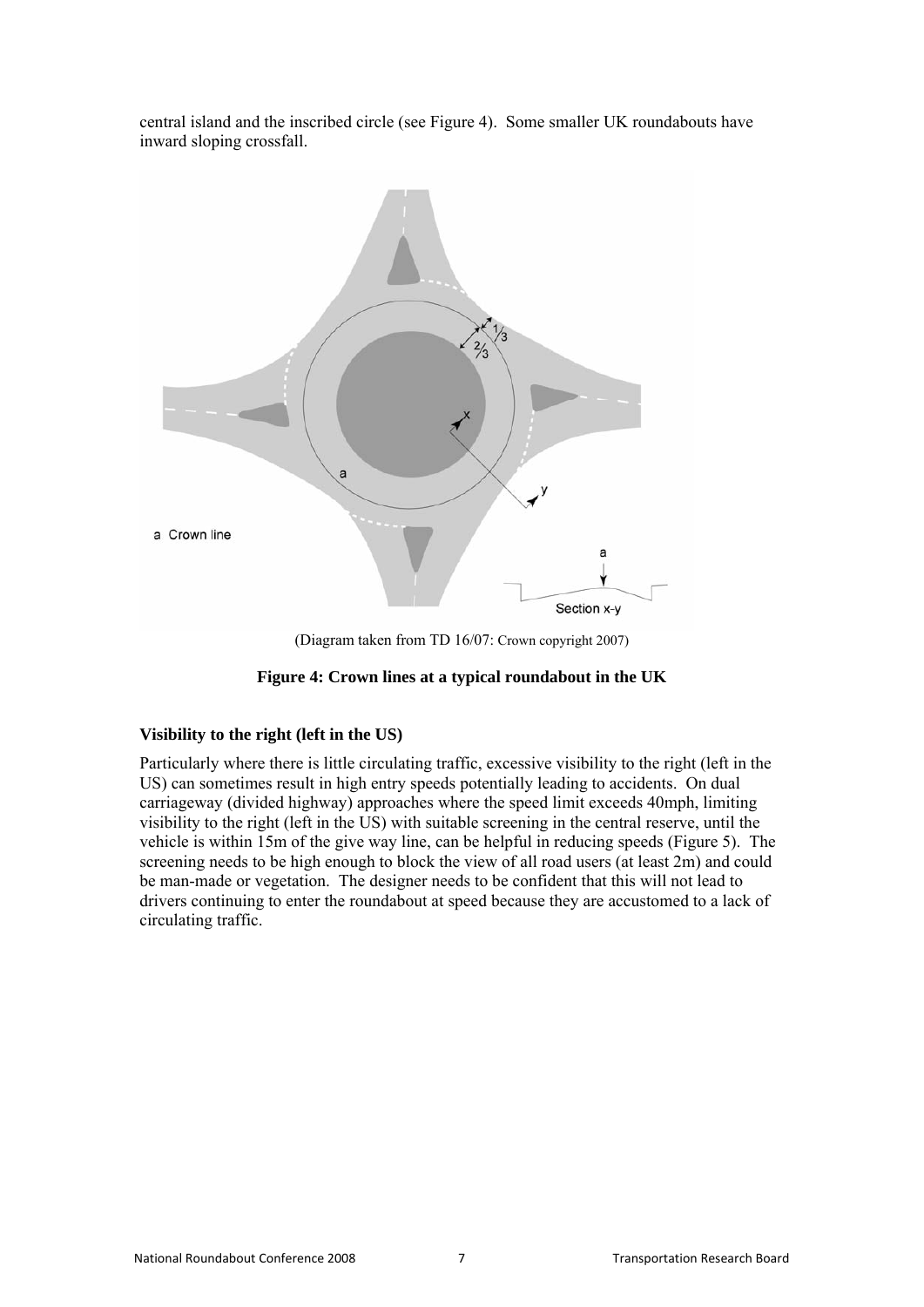central island and the inscribed circle (see Figure 4). Some smaller UK roundabouts have inward sloping crossfall.

(Diagram taken from TD 16/07: Crown copyright 2007)

**Figure 4: Crown lines at a typical roundabout in the UK**

**Visibility to the right (left in the US)**

Particularly where there is little circulating traffic, excessive visibility to the right (left in the US) can sometimes result in high entry speeds potentially leading to accidents. On dual carriageway (divided highway) approaches where the speed limit exceeds 40mph, limiting visibility to the right (left in the US) with suitable screening in the central reserve, until the vehicle is within 15m of the give way line, can be helpful in reducing speeds (Figure 5). The screening needs to be high enough to block the view of all road users (at least 2m) and could be man-made or vegetation. The designer needs to be confident that this will not lead to drivers continuing to enter the roundabout at speed because they are accustomed to a lack of circulating traffic.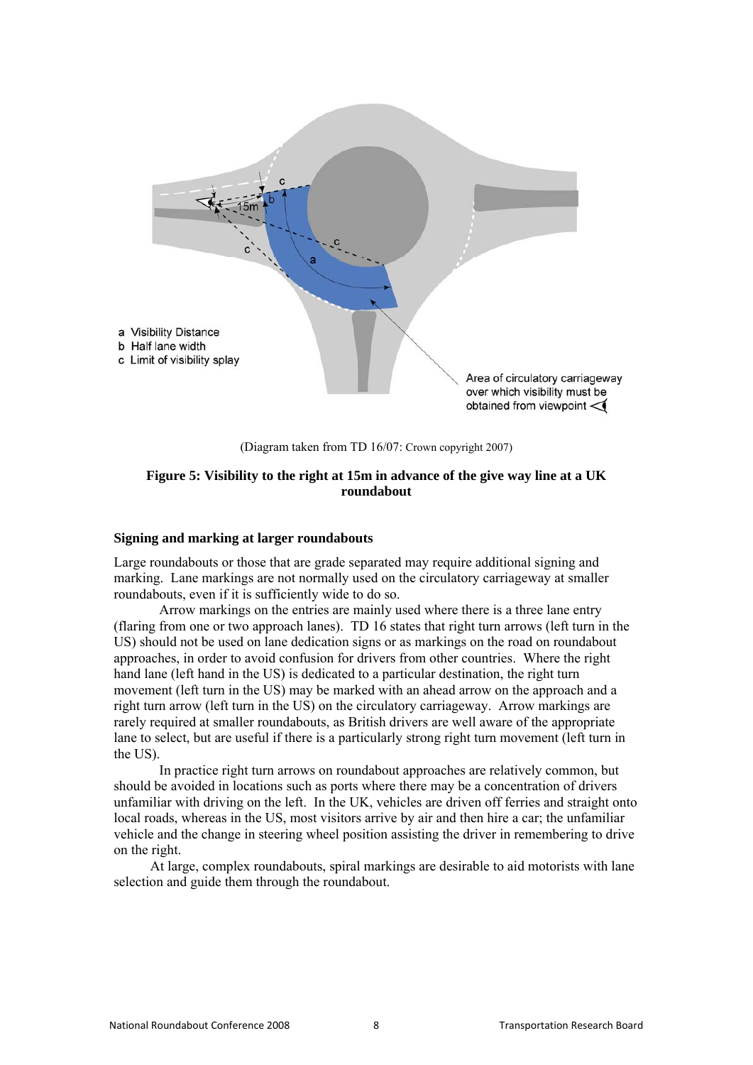a Visibility Distance
b Half lane width
c Limit of visibility splay

Area of circulatory carriageway over which visibility must be obtained from viewpoint

(Diagram taken from TD 16/07: Crown copyright 2007)

**Figure 5: Visibility to the right at 15m in advance of the give way line at a UK roundabout**

### Signing and marking at larger roundabouts

Large roundabouts or those that are grade separated may require additional signing and marking. Lane markings are not normally used on the circulatory carriageway at smaller roundabouts, even if it is sufficiently wide to do so.

Arrow markings on the entries are mainly used where there is a three lane entry (flaring from one or two approach lanes). TD 16 states that right turn arrows (left turn in the US) should not be used on lane dedication signs or as markings on the road on roundabout approaches, in order to avoid confusion for drivers from other countries. Where the right hand lane (left hand in the US) is dedicated to a particular destination, the right turn movement (left turn in the US) may be marked with an ahead arrow on the approach and a right turn arrow (left turn in the US) on the circulatory carriageway. Arrow markings are rarely required at smaller roundabouts, as British drivers are well aware of the appropriate lane to select, but are useful if there is a particularly strong right turn movement (left turn in the US).

In practice right turn arrows on roundabout approaches are relatively common, but should be avoided in locations such as ports where there may be a concentration of drivers unfamiliar with driving on the left. In the UK, vehicles are driven off ferries and straight onto local roads, whereas in the US, most visitors arrive by air and then hire a car; the unfamiliar vehicle and the change in steering wheel position assisting the driver in remembering to drive on the right.

At large, complex roundabouts, spiral markings are desirable to aid motorists with lane selection and guide them through the roundabout.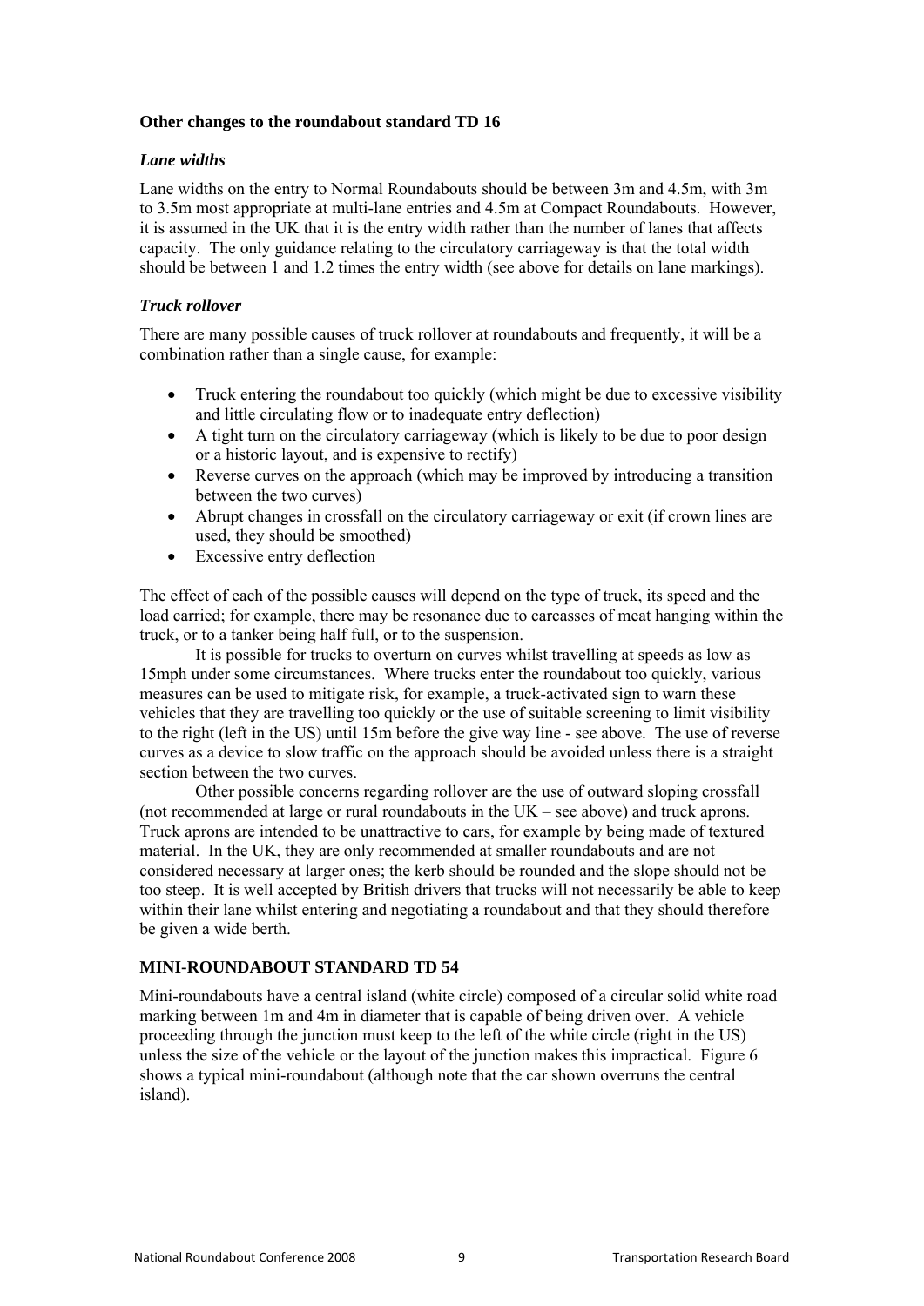**Other changes to the roundabout standard TD 16**

***Lane widths***

Lane widths on the entry to Normal Roundabouts should be between 3m and 4.5m, with 3m to 3.5m most appropriate at multi-lane entries and 4.5m at Compact Roundabouts. However, it is assumed in the UK that it is the entry width rather than the number of lanes that affects capacity. The only guidance relating to the circulatory carriageway is that the total width should be between 1 and 1.2 times the entry width (see above for details on lane markings).

***Truck rollover***

There are many possible causes of truck rollover at roundabouts and frequently, it will be a combination rather than a single cause, for example:

- Truck entering the roundabout too quickly (which might be due to excessive visibility and little circulating flow or to inadequate entry deflection)
- A tight turn on the circulatory carriageway (which is likely to be due to poor design or a historic layout, and is expensive to rectify)
- Reverse curves on the approach (which may be improved by introducing a transition between the two curves)
- Abrupt changes in crossfall on the circulatory carriageway or exit (if crown lines are used, they should be smoothed)
- Excessive entry deflection

The effect of each of the possible causes will depend on the type of truck, its speed and the load carried; for example, there may be resonance due to carcasses of meat hanging within the truck, or to a tanker being half full, or to the suspension.

It is possible for trucks to overturn on curves whilst travelling at speeds as low as 15mph under some circumstances. Where trucks enter the roundabout too quickly, various measures can be used to mitigate risk, for example, a truck-activated sign to warn these vehicles that they are travelling too quickly or the use of suitable screening to limit visibility to the right (left in the US) until 15m before the give way line - see above. The use of reverse curves as a device to slow traffic on the approach should be avoided unless there is a straight section between the two curves.

Other possible concerns regarding rollover are the use of outward sloping crossfall (not recommended at large or rural roundabouts in the UK – see above) and truck aprons. Truck aprons are intended to be unattractive to cars, for example by being made of textured material. In the UK, they are only recommended at smaller roundabouts and are not considered necessary at larger ones; the kerb should be rounded and the slope should not be too steep. It is well accepted by British drivers that trucks will not necessarily be able to keep within their lane whilst entering and negotiating a roundabout and that they should therefore be given a wide berth.

**MINI-ROUNDABOUT STANDARD TD 54**

Mini-roundabouts have a central island (white circle) composed of a circular solid white road marking between 1m and 4m in diameter that is capable of being driven over. A vehicle proceeding through the junction must keep to the left of the white circle (right in the US) unless the size of the vehicle or the layout of the junction makes this impractical. Figure 6 shows a typical mini-roundabout (although note that the car shown overruns the central island).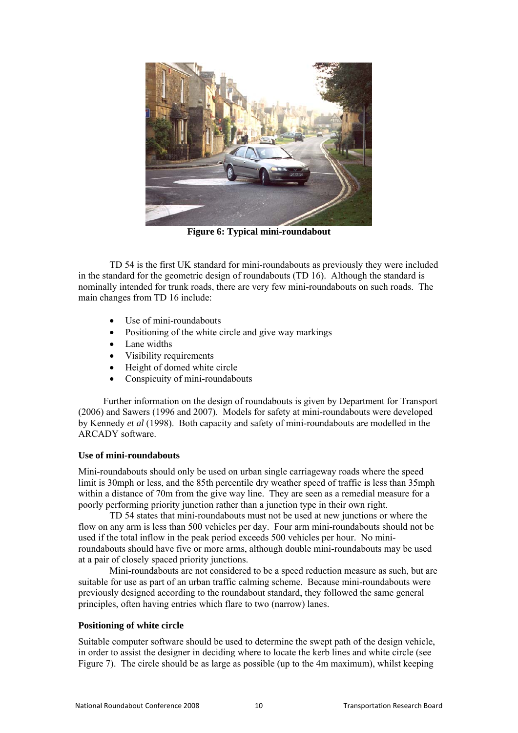**Figure 6: Typical mini-roundabout**

TD 54 is the first UK standard for mini-roundabouts as previously they were included in the standard for the geometric design of roundabouts (TD 16). Although the standard is nominally intended for trunk roads, there are very few mini-roundabouts on such roads. The main changes from TD 16 include:

- Use of mini-roundabouts
- Positioning of the white circle and give way markings
- Lane widths
- Visibility requirements
- Height of domed white circle
- Conspicuity of mini-roundabouts

Further information on the design of roundabouts is given by Department for Transport (2006) and Sawers (1996 and 2007). Models for safety at mini-roundabouts were developed by Kennedy *et al* (1998). Both capacity and safety of mini-roundabouts are modelled in the ARCADY software.

**Use of mini-roundabouts**

Mini-roundabouts should only be used on urban single carriageway roads where the speed limit is 30mph or less, and the 85th percentile dry weather speed of traffic is less than 35mph within a distance of 70m from the give way line. They are seen as a remedial measure for a poorly performing priority junction rather than a junction type in their own right.

TD 54 states that mini-roundabouts must not be used at new junctions or where the flow on any arm is less than 500 vehicles per day. Four arm mini-roundabouts should not be used if the total inflow in the peak period exceeds 500 vehicles per hour. No mini-roundabouts should have five or more arms, although double mini-roundabouts may be used at a pair of closely spaced priority junctions.

Mini-roundabouts are not considered to be a speed reduction measure as such, but are suitable for use as part of an urban traffic calming scheme. Because mini-roundabouts were previously designed according to the roundabout standard, they followed the same general principles, often having entries which flare to two (narrow) lanes.

**Positioning of white circle**

Suitable computer software should be used to determine the swept path of the design vehicle, in order to assist the designer in deciding where to locate the kerb lines and white circle (see Figure 7). The circle should be as large as possible (up to the 4m maximum), whilst keeping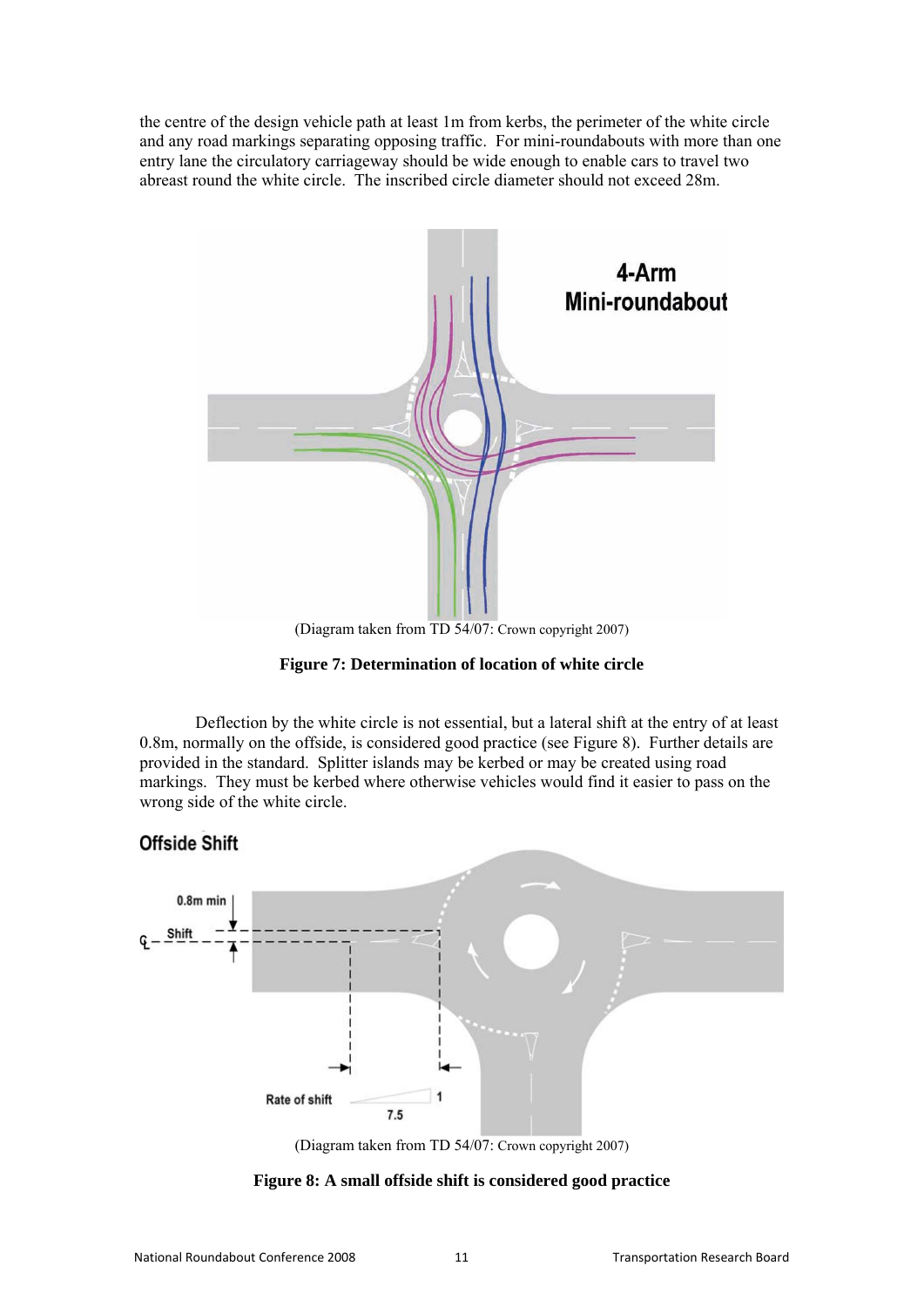the centre of the design vehicle path at least 1m from kerbs, the perimeter of the white circle and any road markings separating opposing traffic. For mini-roundabouts with more than one entry lane the circulatory carriageway should be wide enough to enable cars to travel two abreast round the white circle. The inscribed circle diameter should not exceed 28m.

(Diagram taken from TD 54/07: Crown copyright 2007)

**Figure 7: Determination of location of white circle**

Deflection by the white circle is not essential, but a lateral shift at the entry of at least 0.8m, normally on the offside, is considered good practice (see Figure 8). Further details are provided in the standard. Splitter islands may be kerbed or may be created using road markings. They must be kerbed where otherwise vehicles would find it easier to pass on the wrong side of the white circle.

(Diagram taken from TD 54/07: Crown copyright 2007)

**Figure 8: A small offside shift is considered good practice**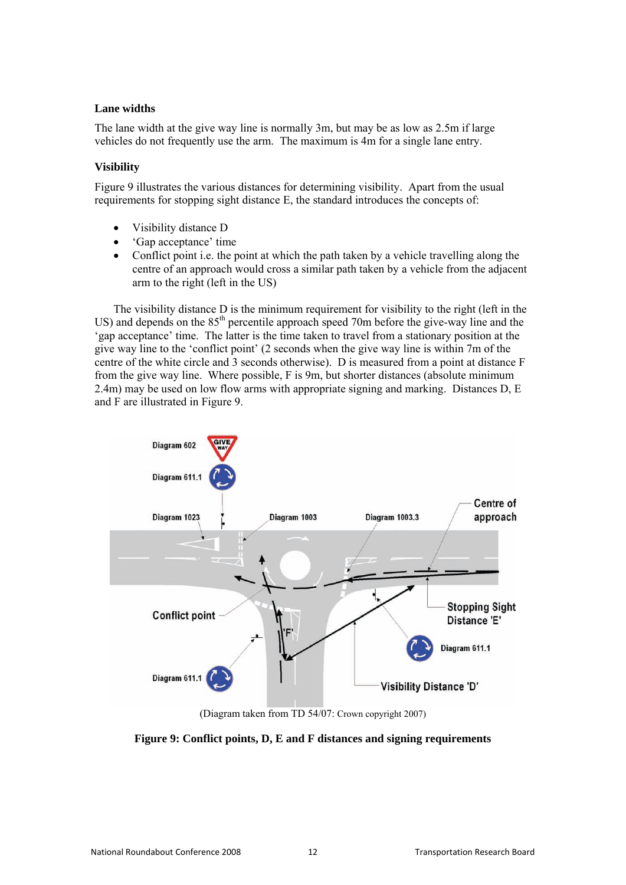### Lane widths

The lane width at the give way line is normally 3m, but may be as low as 2.5m if large vehicles do not frequently use the arm. The maximum is 4m for a single lane entry.

### Visibility

Figure 9 illustrates the various distances for determining visibility. Apart from the usual requirements for stopping sight distance E, the standard introduces the concepts of:

- Visibility distance D
- 'Gap acceptance' time
- Conflict point i.e. the point at which the path taken by a vehicle travelling along the centre of an approach would cross a similar path taken by a vehicle from the adjacent arm to the right (left in the US)

The visibility distance D is the minimum requirement for visibility to the right (left in the US) and depends on the 85th percentile approach speed 70m before the give-way line and the 'gap acceptance' time. The latter is the time taken to travel from a stationary position at the give way line to the 'conflict point' (2 seconds when the give way line is within 7m of the centre of the white circle and 3 seconds otherwise). D is measured from a point at distance F from the give way line. Where possible, F is 9m, but shorter distances (absolute minimum 2.4m) may be used on low flow arms with appropriate signing and marking. Distances D, E and F are illustrated in Figure 9.

(Diagram taken from TD 54/07: Crown copyright 2007)

**Figure 9: Conflict points, D, E and F distances and signing requirements**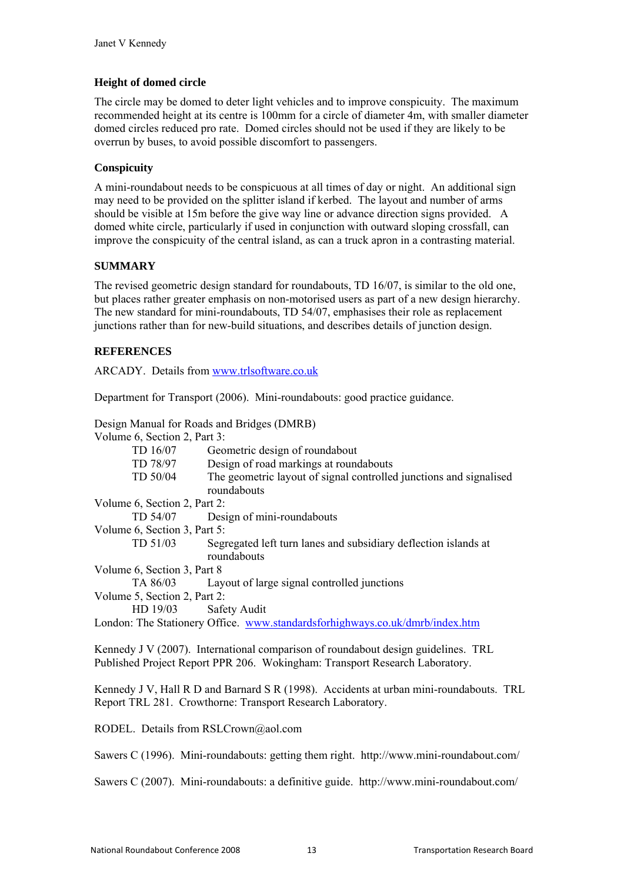### Height of domed circle

The circle may be domed to deter light vehicles and to improve conspicuity. The maximum recommended height at its centre is 100mm for a circle of diameter 4m, with smaller diameter domed circles reduced pro rate. Domed circles should not be used if they are likely to be overrun by buses, to avoid possible discomfort to passengers.

### Conspicuity

A mini-roundabout needs to be conspicuous at all times of day or night. An additional sign may need to be provided on the splitter island if kerbed. The layout and number of arms should be visible at 15m before the give way line or advance direction signs provided. A domed white circle, particularly if used in conjunction with outward sloping crossfall, can improve the conspicuity of the central island, as can a truck apron in a contrasting material.

## SUMMARY

The revised geometric design standard for roundabouts, TD 16/07, is similar to the old one, but places rather greater emphasis on non-motorised users as part of a new design hierarchy. The new standard for mini-roundabouts, TD 54/07, emphasises their role as replacement junctions rather than for new-build situations, and describes details of junction design.

## REFERENCES

ARCADY. Details from www.trlsoftware.co.uk

Department for Transport (2006). Mini-roundabouts: good practice guidance.

Design Manual for Roads and Bridges (DMRB)
Volume 6, Section 2, Part 3:
- TD 16/07 Geometric design of roundabout
- TD 78/97 Design of road markings at roundabouts
- TD 50/04 The geometric layout of signal controlled junctions and signalised roundabouts

Volume 6, Section 2, Part 2:
- TD 54/07 Design of mini-roundabouts

Volume 6, Section 3, Part 5:
- TD 51/03 Segregated left turn lanes and subsidiary deflection islands at roundabouts

Volume 6, Section 3, Part 8
- TA 86/03 Layout of large signal controlled junctions

Volume 5, Section 2, Part 2:
- HD 19/03 Safety Audit

London: The Stationery Office. www.standardsforhighways.co.uk/dmrb/index.htm

Kennedy J V (2007). International comparison of roundabout design guidelines. TRL Published Project Report PPR 206. Wokingham: Transport Research Laboratory.

Kennedy J V, Hall R D and Barnard S R (1998). Accidents at urban mini-roundabouts. TRL Report TRL 281. Crowthorne: Transport Research Laboratory.

RODEL. Details from RSLCrown@aol.com

Sawers C (1996). Mini-roundabouts: getting them right. http://www.mini-roundabout.com/

Sawers C (2007). Mini-roundabouts: a definitive guide. http://www.mini-roundabout.com/